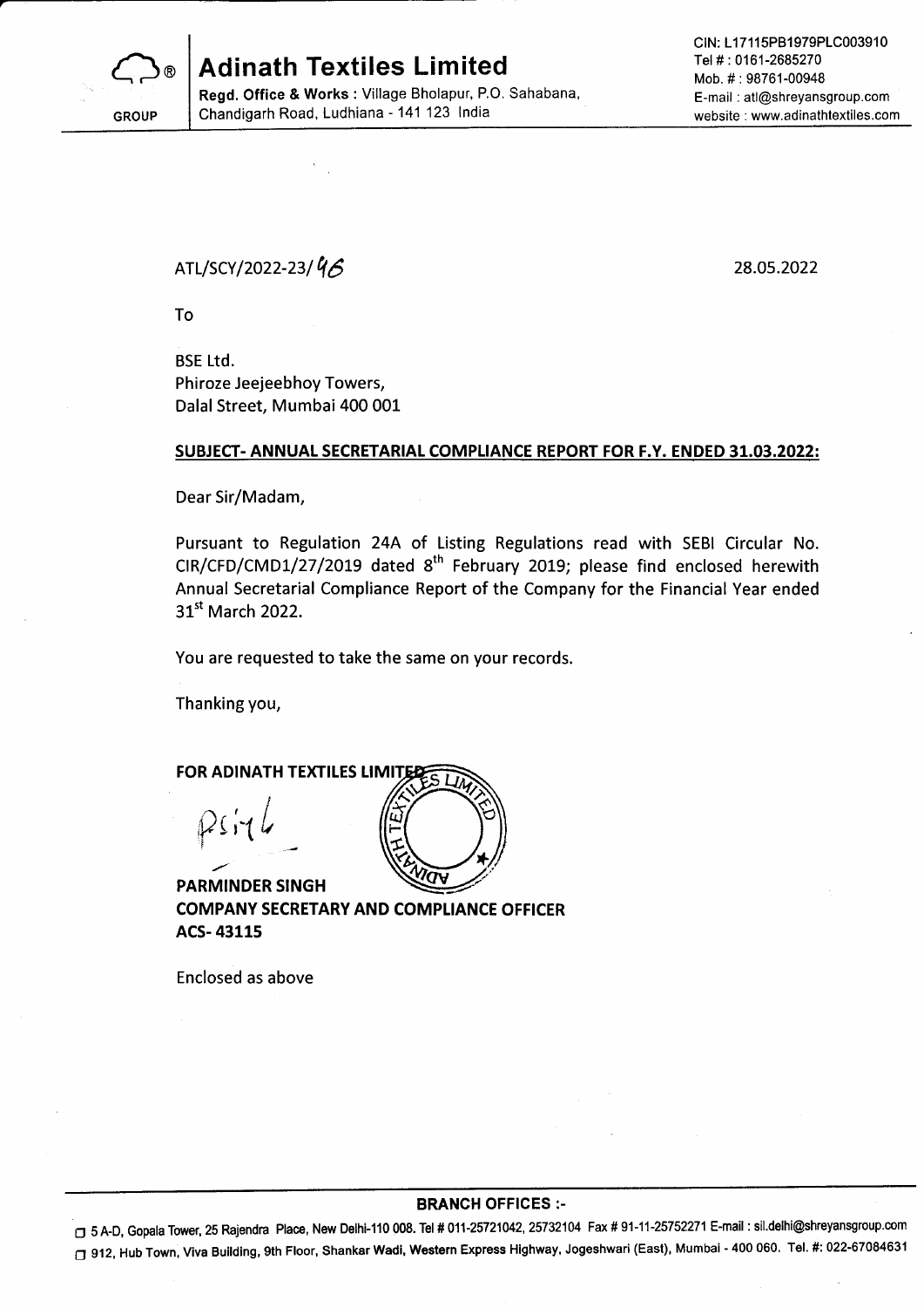GROUP

# Adinath Textiles Limited

**Regd. Office & Works :** Village Bholapur, P.O. Sahabana, Chandigarh Road, Ludhiana - 141 123 India

CIN: L17115PB1979PLC003910
Tel # : 0161-2685270
Mob. # : 98761-00948
E-mail : atl@shreyansgroup.com
website : www.adinathtextiles.com

ATL/SCY/2022-23/46

28.05.2022

To

BSE Ltd.
Phiroze Jeejeebhoy Towers,
Dalal Street, Mumbai 400 001

**SUBJECT- ANNUAL SECRETARIAL COMPLIANCE REPORT FOR F.Y. ENDED 31.03.2022:**

Dear Sir/Madam,

Pursuant to Regulation 24A of Listing Regulations read with SEBI Circular No. CIR/CFD/CMD1/27/2019 dated 8th February 2019; please find enclosed herewith Annual Secretarial Compliance Report of the Company for the Financial Year ended 31st March 2022.

You are requested to take the same on your records.

Thanking you,

**FOR ADINATH TEXTILES LIMITED**

**PARMINDER SINGH**
**COMPANY SECRETARY AND COMPLIANCE OFFICER**
**ACS- 43115**

Enclosed as above

**BRANCH OFFICES :-**

- 5 A-D, Gopala Tower, 25 Rajendra Place, New Delhi-110 008. Tel # 011-25721042, 25732104 Fax # 91-11-25752271 E-mail : sil.delhi@shreyansgroup.com
- 912, Hub Town, Viva Building, 9th Floor, Shankar Wadi, Western Express Highway, Jogeshwari (East), Mumbai - 400 060. Tel. #: 022-67084631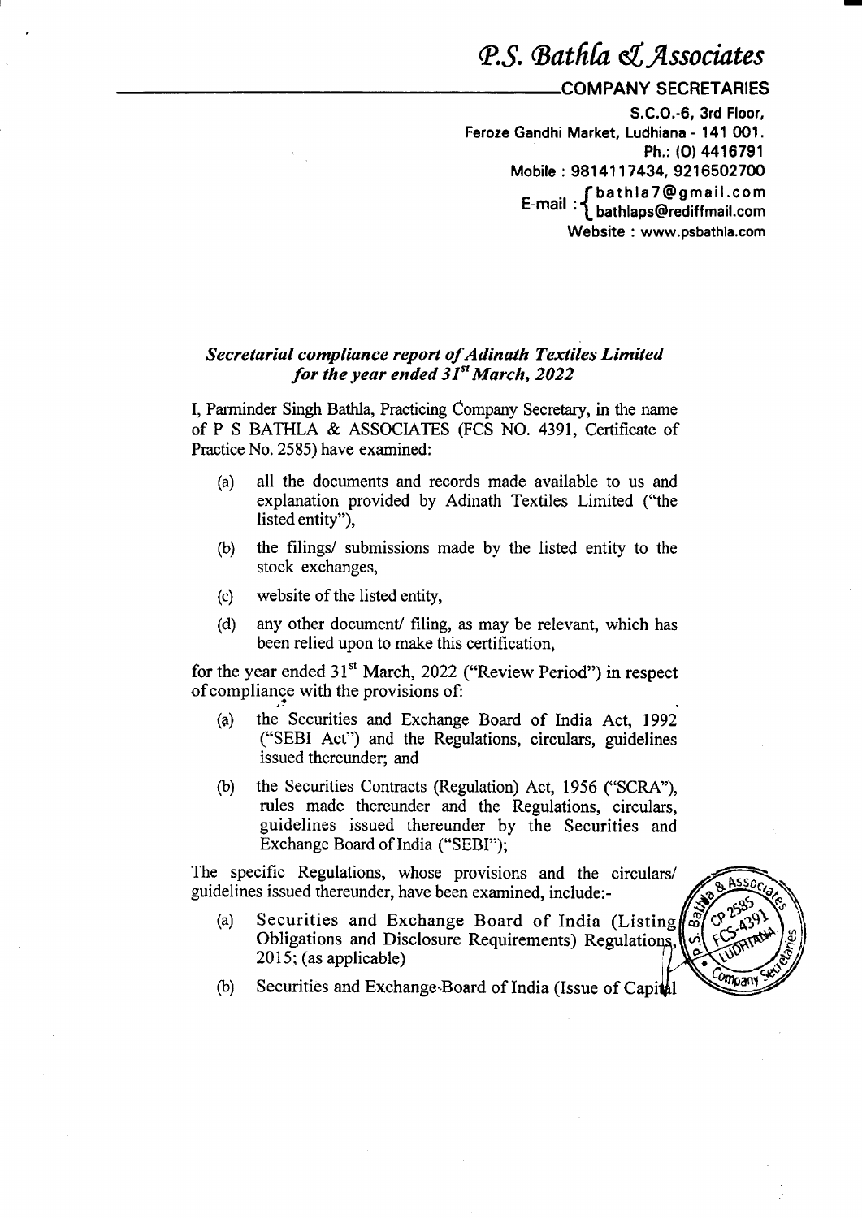# *P.S. Bathla & Associates*

**COMPANY SECRETARIES**

S.C.O.-6, 3rd Floor,
Feroze Gandhi Market, Ludhiana - 141 001.
Ph.: (O) 4416791
Mobile : 9814117434, 9216502700
E-mail : bathla7@gmail.com, bathlaps@rediffmail.com
Website : www.psbathla.com

## *Secretarial compliance report of Adinath Textiles Limited for the year ended 31st March, 2022*

I, Parminder Singh Bathla, Practicing Company Secretary, in the name of P S BATHLA & ASSOCIATES (FCS NO. 4391, Certificate of Practice No. 2585) have examined:

(a) all the documents and records made available to us and explanation provided by Adinath Textiles Limited ("the listed entity"),

(b) the filings/ submissions made by the listed entity to the stock exchanges,

(c) website of the listed entity,

(d) any other document/ filing, as may be relevant, which has been relied upon to make this certification,

for the year ended 31st March, 2022 ("Review Period") in respect of compliance with the provisions of:

(a) the Securities and Exchange Board of India Act, 1992 ("SEBI Act") and the Regulations, circulars, guidelines issued thereunder; and

(b) the Securities Contracts (Regulation) Act, 1956 ("SCRA"), rules made thereunder and the Regulations, circulars, guidelines issued thereunder by the Securities and Exchange Board of India ("SEBI");

The specific Regulations, whose provisions and the circulars/ guidelines issued thereunder, have been examined, include:-

(a) Securities and Exchange Board of India (Listing Obligations and Disclosure Requirements) Regulations, 2015; (as applicable)

(b) Securities and Exchange Board of India (Issue of Capital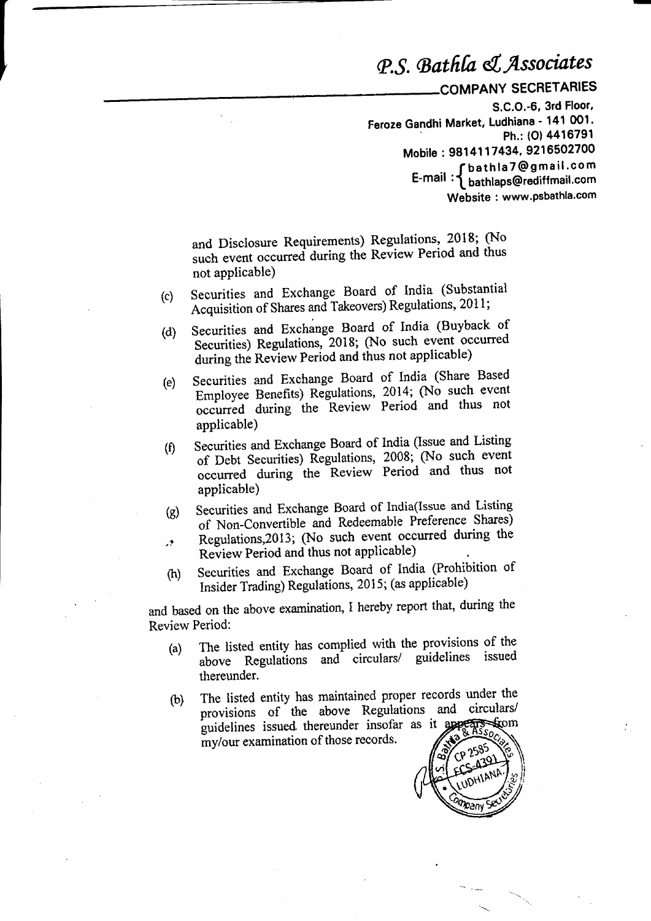# P.S. Bathla & Associates

**COMPANY SECRETARIES**

S.C.O.-6, 3rd Floor,
Feroze Gandhi Market, Ludhiana - 141 001.
Ph.: (O) 4416791
Mobile : 9814117434, 9216502700
E-mail : bathla7@gmail.com, bathlaps@rediffmail.com
Website : www.psbathla.com

and Disclosure Requirements) Regulations, 2018; (No such event occurred during the Review Period and thus not applicable)

(c) Securities and Exchange Board of India (Substantial Acquisition of Shares and Takeovers) Regulations, 2011;

(d) Securities and Exchange Board of India (Buyback of Securities) Regulations, 2018; (No such event occurred during the Review Period and thus not applicable)

(e) Securities and Exchange Board of India (Share Based Employee Benefits) Regulations, 2014; (No such event occurred during the Review Period and thus not applicable)

(f) Securities and Exchange Board of India (Issue and Listing of Debt Securities) Regulations, 2008; (No such event occurred during the Review Period and thus not applicable)

(g) Securities and Exchange Board of India(Issue and Listing of Non-Convertible and Redeemable Preference Shares) Regulations,2013; (No such event occurred during the Review Period and thus not applicable)

(h) Securities and Exchange Board of India (Prohibition of Insider Trading) Regulations, 2015; (as applicable)

and based on the above examination, I hereby report that, during the Review Period:

(a) The listed entity has complied with the provisions of the above Regulations and circulars/ guidelines issued thereunder.

(b) The listed entity has maintained proper records under the provisions of the above Regulations and circulars/ guidelines issued thereunder insofar as it appears from my/our examination of those records.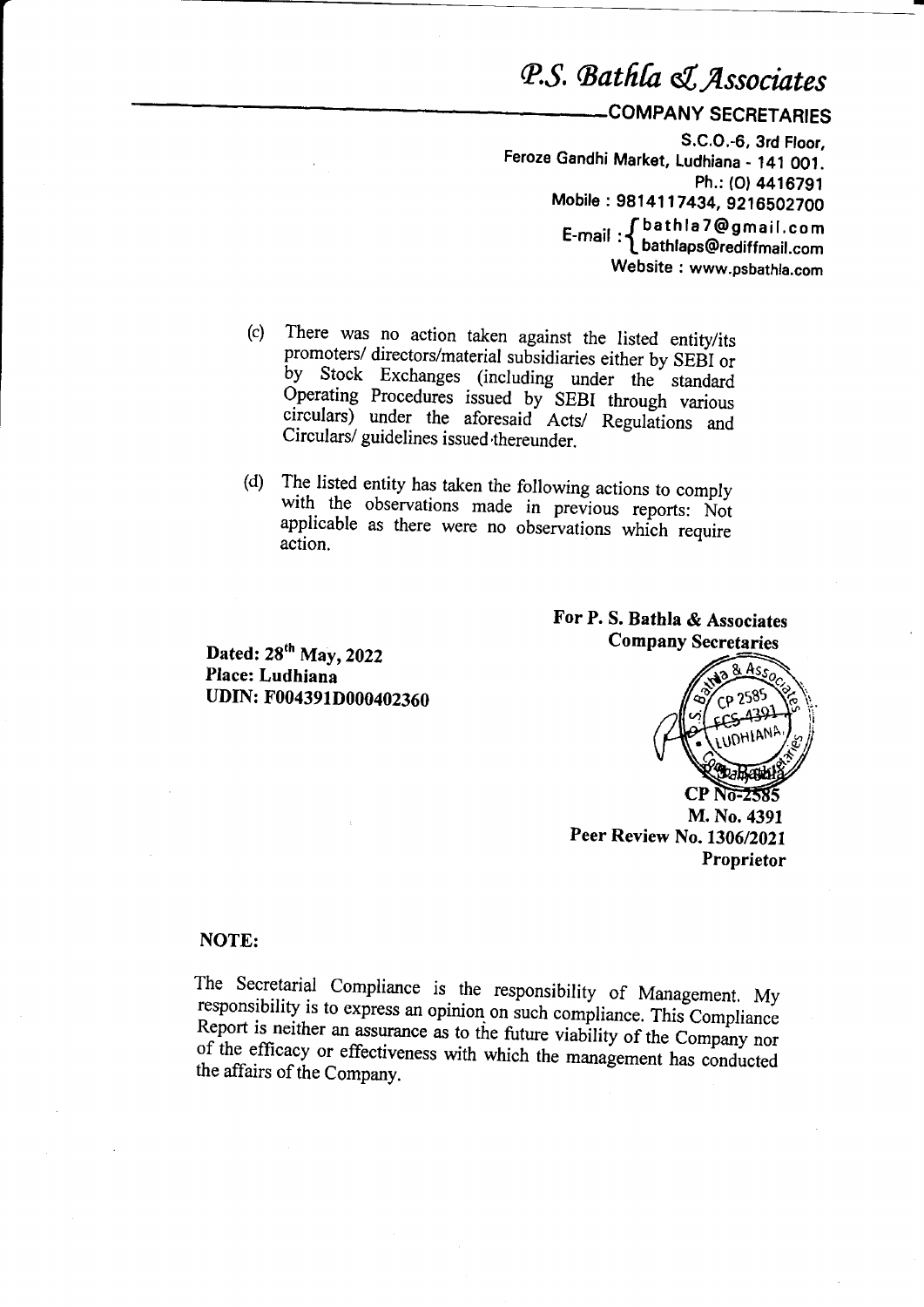# P.S. Bathla & Associates

**COMPANY SECRETARIES**

S.C.O.-6, 3rd Floor,
Feroze Gandhi Market, Ludhiana - 141 001.
Ph.: (O) 4416791
Mobile : 9814117434, 9216502700
E-mail : bathla7@gmail.com, bathlaps@rediffmail.com
Website : www.psbathla.com

(c) There was no action taken against the listed entity/its promoters/ directors/material subsidiaries either by SEBI or by Stock Exchanges (including under the standard Operating Procedures issued by SEBI through various circulars) under the aforesaid Acts/ Regulations and Circulars/ guidelines issued thereunder.

(d) The listed entity has taken the following actions to comply with the observations made in previous reports: Not applicable as there were no observations which require action.

**Dated: 28th May, 2022**
**Place: Ludhiana**
**UDIN: F004391D000402360**

**For P. S. Bathla & Associates**
**Company Secretaries**

**CP No-2585**
**M. No. 4391**
**Peer Review No. 1306/2021**
**Proprietor**

**NOTE:**

The Secretarial Compliance is the responsibility of Management. My responsibility is to express an opinion on such compliance. This Compliance Report is neither an assurance as to the future viability of the Company nor of the efficacy or effectiveness with which the management has conducted the affairs of the Company.